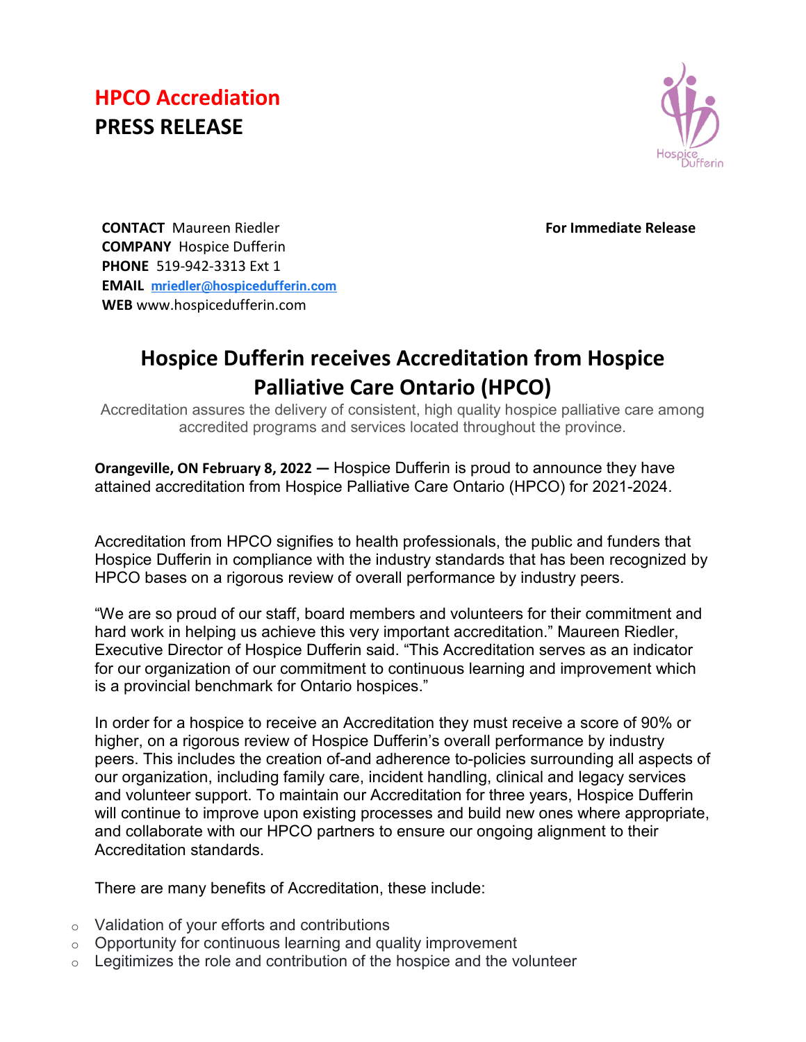# HPCO Accreditation
# PRESS RELEASE

**CONTACT** Maureen Riedler
**COMPANY** Hospice Dufferin
**PHONE** 519-942-3313 Ext 1
**EMAIL** mriedler@hospicedufferin.com
**WEB** www.hospicedufferin.com

**For Immediate Release**

## Hospice Dufferin receives Accreditation from Hospice Palliative Care Ontario (HPCO)

Accreditation assures the delivery of consistent, high quality hospice palliative care among accredited programs and services located throughout the province.

**Orangeville, ON February 8, 2022 —** Hospice Dufferin is proud to announce they have attained accreditation from Hospice Palliative Care Ontario (HPCO) for 2021-2024.

Accreditation from HPCO signifies to health professionals, the public and funders that Hospice Dufferin in compliance with the industry standards that has been recognized by HPCO bases on a rigorous review of overall performance by industry peers.

“We are so proud of our staff, board members and volunteers for their commitment and hard work in helping us achieve this very important accreditation.” Maureen Riedler, Executive Director of Hospice Dufferin said. “This Accreditation serves as an indicator for our organization of our commitment to continuous learning and improvement which is a provincial benchmark for Ontario hospices.”

In order for a hospice to receive an Accreditation they must receive a score of 90% or higher, on a rigorous review of Hospice Dufferin’s overall performance by industry peers. This includes the creation of-and adherence to-policies surrounding all aspects of our organization, including family care, incident handling, clinical and legacy services and volunteer support. To maintain our Accreditation for three years, Hospice Dufferin will continue to improve upon existing processes and build new ones where appropriate, and collaborate with our HPCO partners to ensure our ongoing alignment to their Accreditation standards.

There are many benefits of Accreditation, these include:

- Validation of your efforts and contributions
- Opportunity for continuous learning and quality improvement
- Legitimizes the role and contribution of the hospice and the volunteer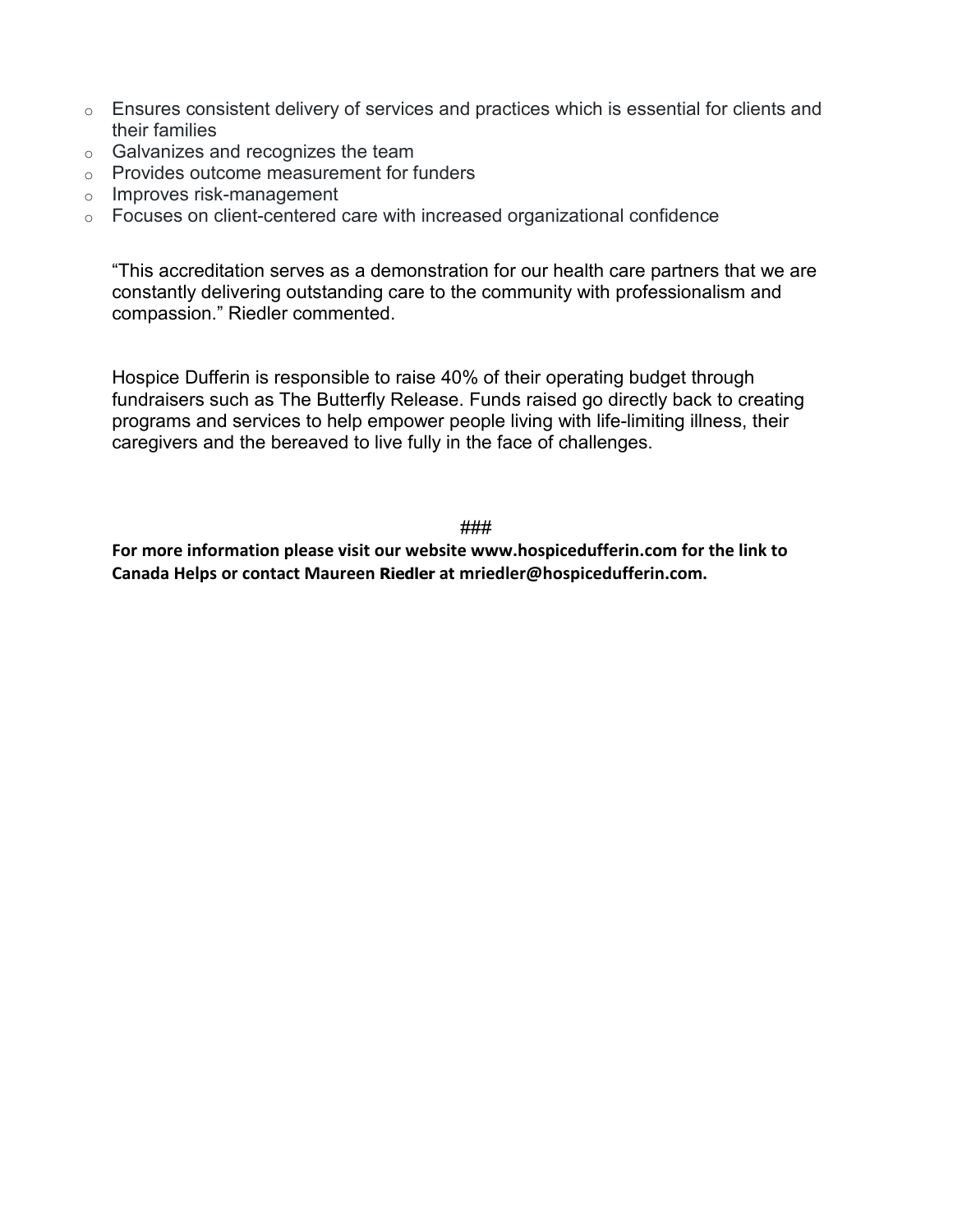- Ensures consistent delivery of services and practices which is essential for clients and their families
- Galvanizes and recognizes the team
- Provides outcome measurement for funders
- Improves risk-management
- Focuses on client-centered care with increased organizational confidence

"This accreditation serves as a demonstration for our health care partners that we are constantly delivering outstanding care to the community with professionalism and compassion." Riedler commented.

Hospice Dufferin is responsible to raise 40% of their operating budget through fundraisers such as The Butterfly Release. Funds raised go directly back to creating programs and services to help empower people living with life-limiting illness, their caregivers and the bereaved to live fully in the face of challenges.

###

**For more information please visit our website www.hospicedufferin.com for the link to Canada Helps or contact Maureen Riedler at mriedler@hospicedufferin.com.**